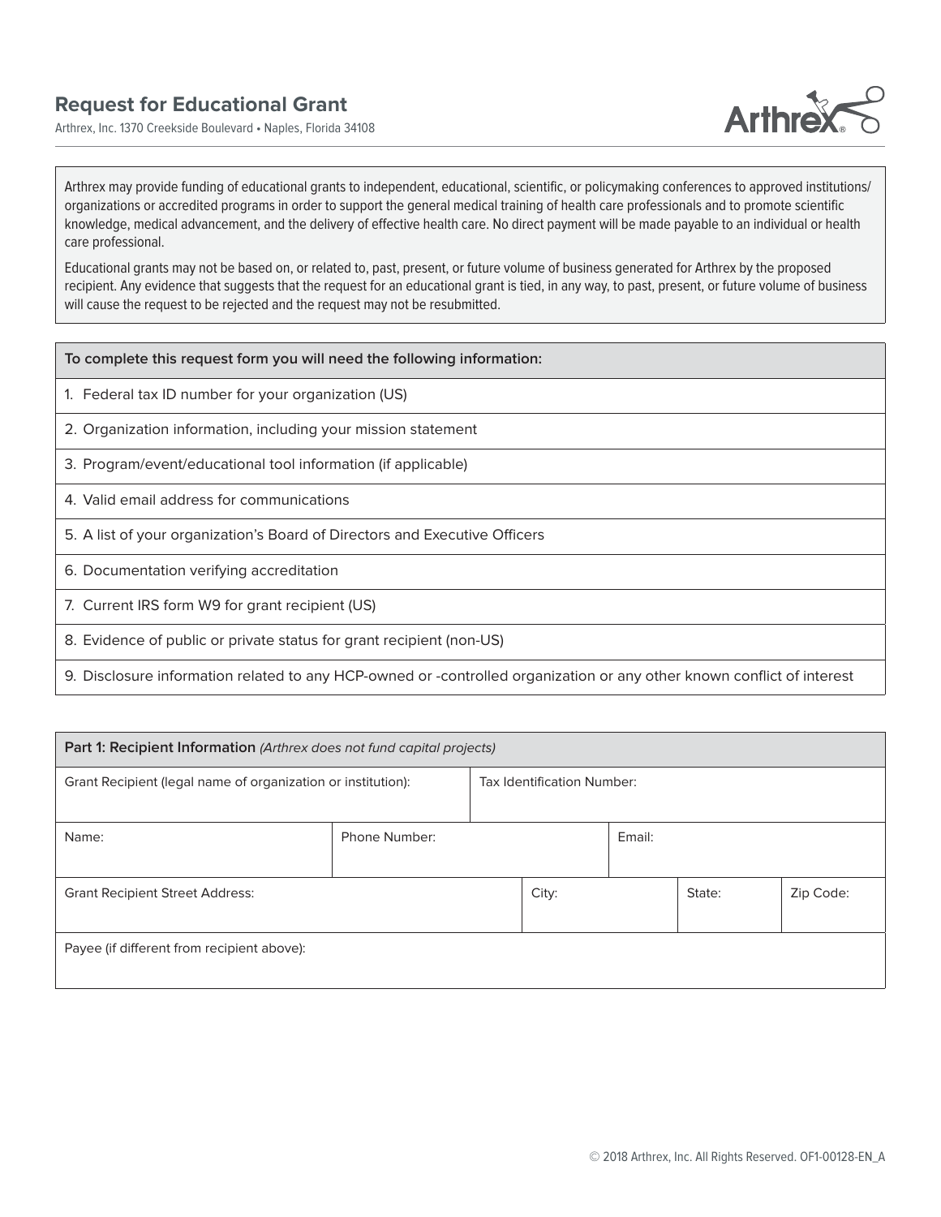# Request for Educational Grant

Arthrex, Inc. 1370 Creekside Boulevard • Naples, Florida 34108

Arthrex may provide funding of educational grants to independent, educational, scientific, or policymaking conferences to approved institutions/organizations or accredited programs in order to support the general medical training of health care professionals and to promote scientific knowledge, medical advancement, and the delivery of effective health care. No direct payment will be made payable to an individual or health care professional.

Educational grants may not be based on, or related to, past, present, or future volume of business generated for Arthrex by the proposed recipient. Any evidence that suggests that the request for an educational grant is tied, in any way, to past, present, or future volume of business will cause the request to be rejected and the request may not be resubmitted.

| To complete this request form you will need the following information: |
|---|
| 1. Federal tax ID number for your organization (US) |
| 2. Organization information, including your mission statement |
| 3. Program/event/educational tool information (if applicable) |
| 4. Valid email address for communications |
| 5. A list of your organization's Board of Directors and Executive Officers |
| 6. Documentation verifying accreditation |
| 7. Current IRS form W9 for grant recipient (US) |
| 8. Evidence of public or private status for grant recipient (non-US) |
| 9. Disclosure information related to any HCP-owned or -controlled organization or any other known conflict of interest |

| **Part 1: Recipient Information** *(Arthrex does not fund capital projects)* | | | | |
|---|---|---|---|---|
| Grant Recipient (legal name of organization or institution): | | Tax Identification Number: | | |
| Name: | Phone Number: | Email: | | |
| Grant Recipient Street Address: | | City: | State: | Zip Code: |
| Payee (if different from recipient above): | | | | |

© 2018 Arthrex, Inc. All Rights Reserved. OF1-00128-EN_A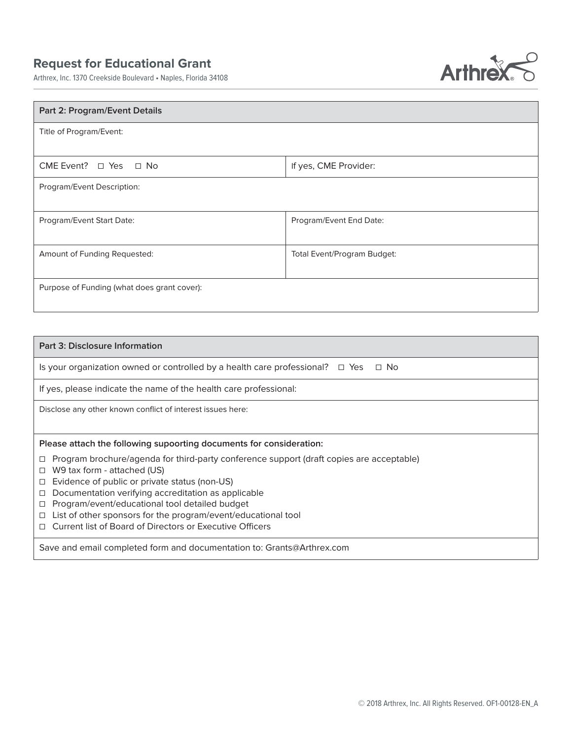# Request for Educational Grant

Arthrex, Inc. 1370 Creekside Boulevard • Naples, Florida 34108

| **Part 2: Program/Event Details** | |
|---|---|
| Title of Program/Event: | |
| CME Event? ☐ Yes ☐ No | If yes, CME Provider: |
| Program/Event Description: | |
| Program/Event Start Date: | Program/Event End Date: |
| Amount of Funding Requested: | Total Event/Program Budget: |
| Purpose of Funding (what does grant cover): | |

| **Part 3: Disclosure Information** |
|---|
| Is your organization owned or controlled by a health care professional? ☐ Yes ☐ No |
| If yes, please indicate the name of the health care professional: |
| Disclose any other known conflict of interest issues here: |

**Please attach the following supoorting documents for consideration:**

- ☐ Program brochure/agenda for third-party conference support (draft copies are acceptable)
- ☐ W9 tax form - attached (US)
- ☐ Evidence of public or private status (non-US)
- ☐ Documentation verifying accreditation as applicable
- ☐ Program/event/educational tool detailed budget
- ☐ List of other sponsors for the program/event/educational tool
- ☐ Current list of Board of Directors or Executive Officers

Save and email completed form and documentation to: Grants@Arthrex.com

© 2018 Arthrex, Inc. All Rights Reserved. OF1-00128-EN_A